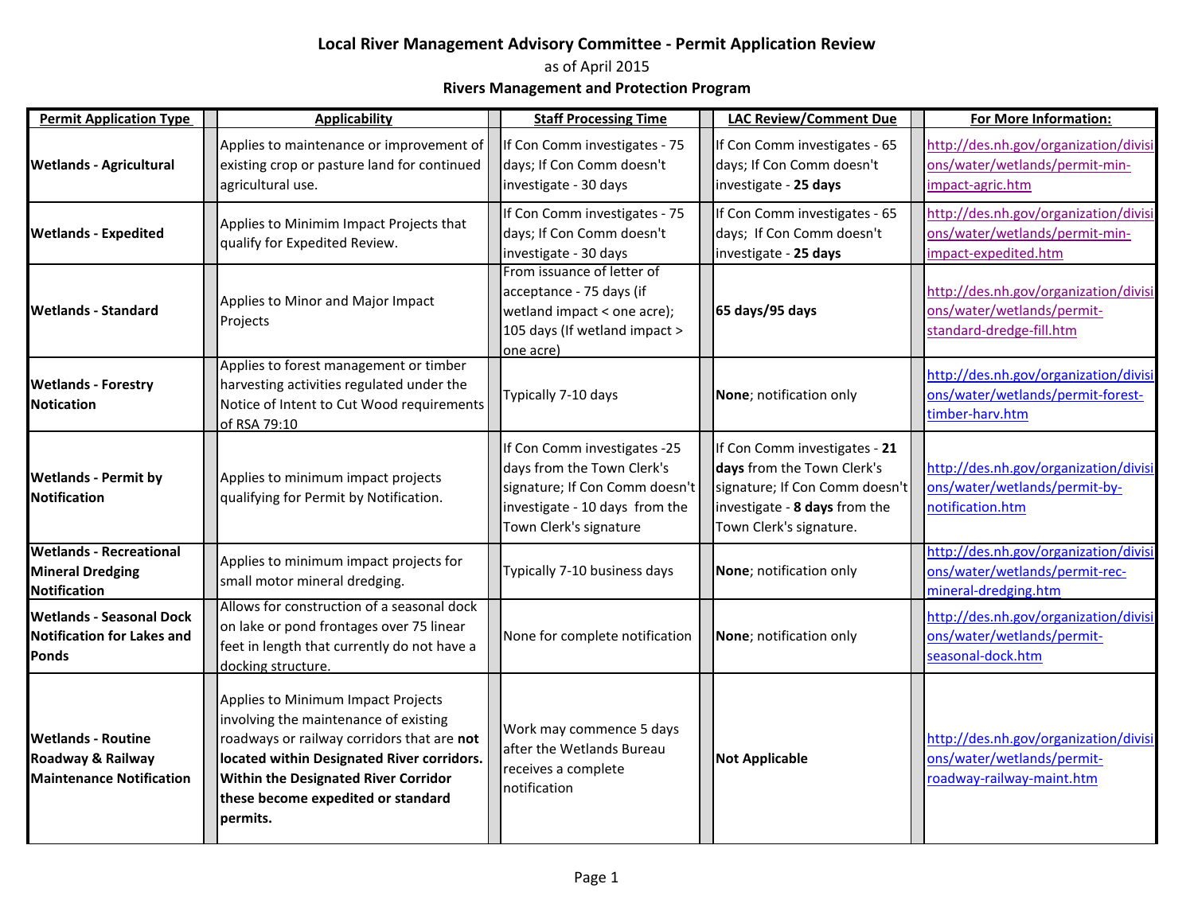**Local River Management Advisory Committee - Permit Application Review**

as of April 2015

**Rivers Management and Protection Program**

| Permit Application Type | Applicability | Staff Processing Time | LAC Review/Comment Due | For More Information: |
|---|---|---|---|---|
| **Wetlands - Agricultural** | Applies to maintenance or improvement of existing crop or pasture land for continued agricultural use. | If Con Comm investigates - 75 days; If Con Comm doesn't investigate - 30 days | If Con Comm investigates - 65 days; If Con Comm doesn't investigate - **25 days** | http://des.nh.gov/organization/divisions/water/wetlands/permit-min-impact-agric.htm |
| **Wetlands - Expedited** | Applies to Minimim Impact Projects that qualify for Expedited Review. | If Con Comm investigates - 75 days; If Con Comm doesn't investigate - 30 days | If Con Comm investigates - 65 days; If Con Comm doesn't investigate - **25 days** | http://des.nh.gov/organization/divisions/water/wetlands/permit-min-impact-expedited.htm |
| **Wetlands - Standard** | Applies to Minor and Major Impact Projects | From issuance of letter of acceptance - 75 days (if wetland impact < one acre); 105 days (If wetland impact > one acre) | **65 days/95 days** | http://des.nh.gov/organization/divisions/water/wetlands/permit-standard-dredge-fill.htm |
| **Wetlands - Forestry Notication** | Applies to forest management or timber harvesting activities regulated under the Notice of Intent to Cut Wood requirements of RSA 79:10 | Typically 7-10 days | **None**; notification only | http://des.nh.gov/organization/divisions/water/wetlands/permit-forest-timber-harv.htm |
| **Wetlands - Permit by Notification** | Applies to minimum impact projects qualifying for Permit by Notification. | If Con Comm investigates -25 days from the Town Clerk's signature; If Con Comm doesn't investigate - 10 days from the Town Clerk's signature | If Con Comm investigates - **21 days** from the Town Clerk's signature; If Con Comm doesn't investigate - **8 days** from the Town Clerk's signature. | http://des.nh.gov/organization/divisions/water/wetlands/permit-by-notification.htm |
| **Wetlands - Recreational Mineral Dredging Notification** | Applies to minimum impact projects for small motor mineral dredging. | Typically 7-10 business days | **None**; notification only | http://des.nh.gov/organization/divisions/water/wetlands/permit-rec-mineral-dredging.htm |
| **Wetlands - Seasonal Dock Notification for Lakes and Ponds** | Allows for construction of a seasonal dock on lake or pond frontages over 75 linear feet in length that currently do not have a docking structure. | None for complete notification | **None**; notification only | http://des.nh.gov/organization/divisions/water/wetlands/permit-seasonal-dock.htm |
| **Wetlands - Routine Roadway & Railway Maintenance Notification** | Applies to Minimum Impact Projects involving the maintenance of existing roadways or railway corridors that are **not located within Designated River corridors. Within the Designated River Corridor these become expedited or standard permits.** | Work may commence 5 days after the Wetlands Bureau receives a complete notification | **Not Applicable** | http://des.nh.gov/organization/divisions/water/wetlands/permit-roadway-railway-maint.htm |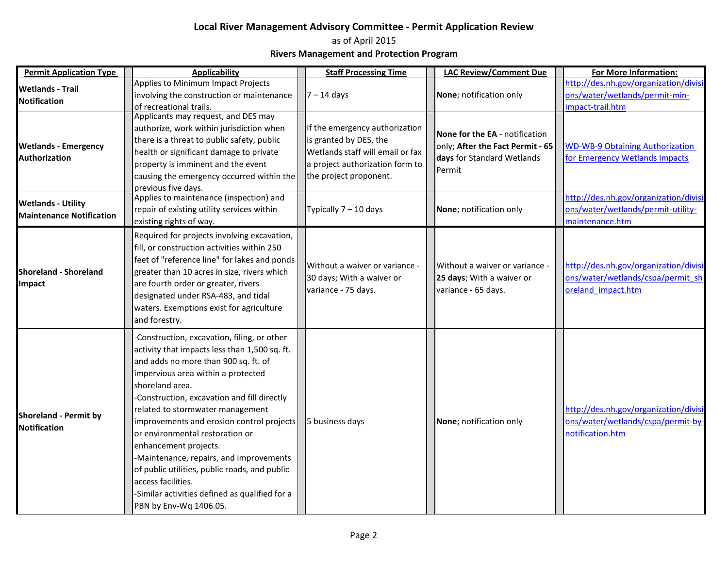**Local River Management Advisory Committee - Permit Application Review**

as of April 2015

**Rivers Management and Protection Program**

| Permit Application Type | Applicability | Staff Processing Time | LAC Review/Comment Due | For More Information: |
|---|---|---|---|---|
| **Wetlands - Trail Notification** | Applies to Minimum Impact Projects involving the construction or maintenance of recreational trails. | 7 – 14 days | **None**; notification only | http://des.nh.gov/organization/divisions/water/wetlands/permit-min-impact-trail.htm |
| **Wetlands - Emergency Authorization** | Applicants may request, and DES may authorize, work within jurisdiction when there is a threat to public safety, public health or significant damage to private property is imminent and the event causing the emergency occurred within the previous five days. | If the emergency authorization is granted by DES, the Wetlands staff will email or fax a project authorization form to the project proponent. | **None for the EA** - notification only; **After the Fact Permit - 65 days** for Standard Wetlands Permit | WD-WB-9 Obtaining Authorization for Emergency Wetlands Impacts |
| **Wetlands - Utility Maintenance Notification** | Applies to maintenance (inspection) and repair of existing utility services within existing rights of way. | Typically 7 – 10 days | **None**; notification only | http://des.nh.gov/organization/divisions/water/wetlands/permit-utility-maintenance.htm |
| **Shoreland - Shoreland Impact** | Required for projects involving excavation, fill, or construction activities within 250 feet of "reference line" for lakes and ponds greater than 10 acres in size, rivers which are fourth order or greater, rivers designated under RSA-483, and tidal waters. Exemptions exist for agriculture and forestry. | Without a waiver or variance - 30 days; With a waiver or variance - 75 days. | Without a waiver or variance - **25 days**; With a waiver or variance - 65 days. | http://des.nh.gov/organization/divisions/water/wetlands/cspa/permit_shoreland_impact.htm |
| **Shoreland - Permit by Notification** | -Construction, excavation, filing, or other activity that impacts less than 1,500 sq. ft. and adds no more than 900 sq. ft. of impervious area within a protected shoreland area.<br>-Construction, excavation and fill directly related to stormwater management improvements and erosion control projects or environmental restoration or enhancement projects.<br>-Maintenance, repairs, and improvements of public utilities, public roads, and public access facilities.<br>-Similar activities defined as qualified for a PBN by Env-Wq 1406.05. | 5 business days | **None**; notification only | http://des.nh.gov/organization/divisions/water/wetlands/cspa/permit-by-notification.htm |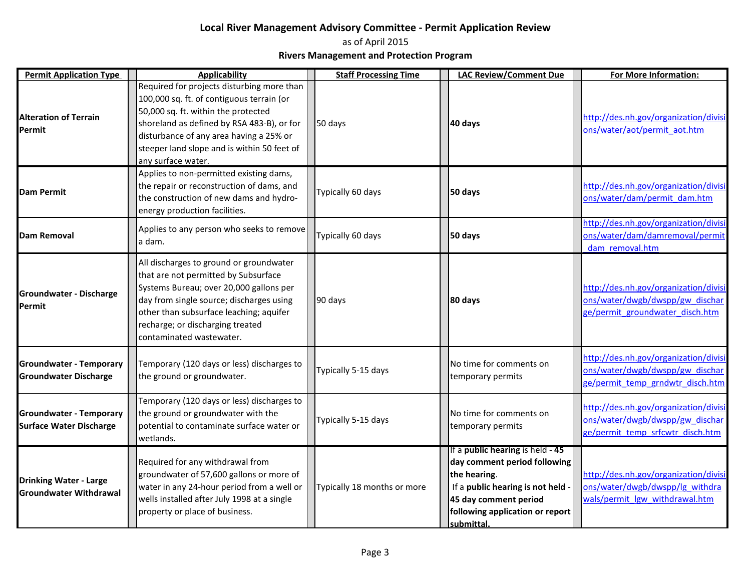**Local River Management Advisory Committee - Permit Application Review**

as of April 2015

**Rivers Management and Protection Program**

| Permit Application Type | Applicability | Staff Processing Time | LAC Review/Comment Due | For More Information: |
|---|---|---|---|---|
| **Alteration of Terrain Permit** | Required for projects disturbing more than 100,000 sq. ft. of contiguous terrain (or 50,000 sq. ft. within the protected shoreland as defined by RSA 483-B), or for disturbance of any area having a 25% or steeper land slope and is within 50 feet of any surface water. | 50 days | **40 days** | http://des.nh.gov/organization/divisions/water/aot/permit_aot.htm |
| **Dam Permit** | Applies to non-permitted existing dams, the repair or reconstruction of dams, and the construction of new dams and hydro-energy production facilities. | Typically 60 days | **50 days** | http://des.nh.gov/organization/divisions/water/dam/permit_dam.htm |
| **Dam Removal** | Applies to any person who seeks to remove a dam. | Typically 60 days | **50 days** | http://des.nh.gov/organization/divisions/water/dam/damremoval/permit_dam_removal.htm |
| **Groundwater - Discharge Permit** | All discharges to ground or groundwater that are not permitted by Subsurface Systems Bureau; over 20,000 gallons per day from single source; discharges using other than subsurface leaching; aquifer recharge; or discharging treated contaminated wastewater. | 90 days | **80 days** | http://des.nh.gov/organization/divisions/water/dwgb/dwspp/gw_discharge/permit_groundwater_disch.htm |
| **Groundwater - Temporary Groundwater Discharge** | Temporary (120 days or less) discharges to the ground or groundwater. | Typically 5-15 days | No time for comments on temporary permits | http://des.nh.gov/organization/divisions/water/dwgb/dwspp/gw_discharge/permit_temp_grndwtr_disch.htm |
| **Groundwater - Temporary Surface Water Discharge** | Temporary (120 days or less) discharges to the ground or groundwater with the potential to contaminate surface water or wetlands. | Typically 5-15 days | No time for comments on temporary permits | http://des.nh.gov/organization/divisions/water/dwgb/dwspp/gw_discharge/permit_temp_srfcwtr_disch.htm |
| **Drinking Water - Large Groundwater Withdrawal** | Required for any withdrawal from groundwater of 57,600 gallons or more of water in any 24-hour period from a well or wells installed after July 1998 at a single property or place of business. | Typically 18 months or more | If a **public hearing** is held - **45 day comment period following the hearing**. If a **public hearing is not held** - **45 day comment period following application or report submittal.** | http://des.nh.gov/organization/divisions/water/dwgb/dwspp/lg_withdrawals/permit_lgw_withdrawal.htm |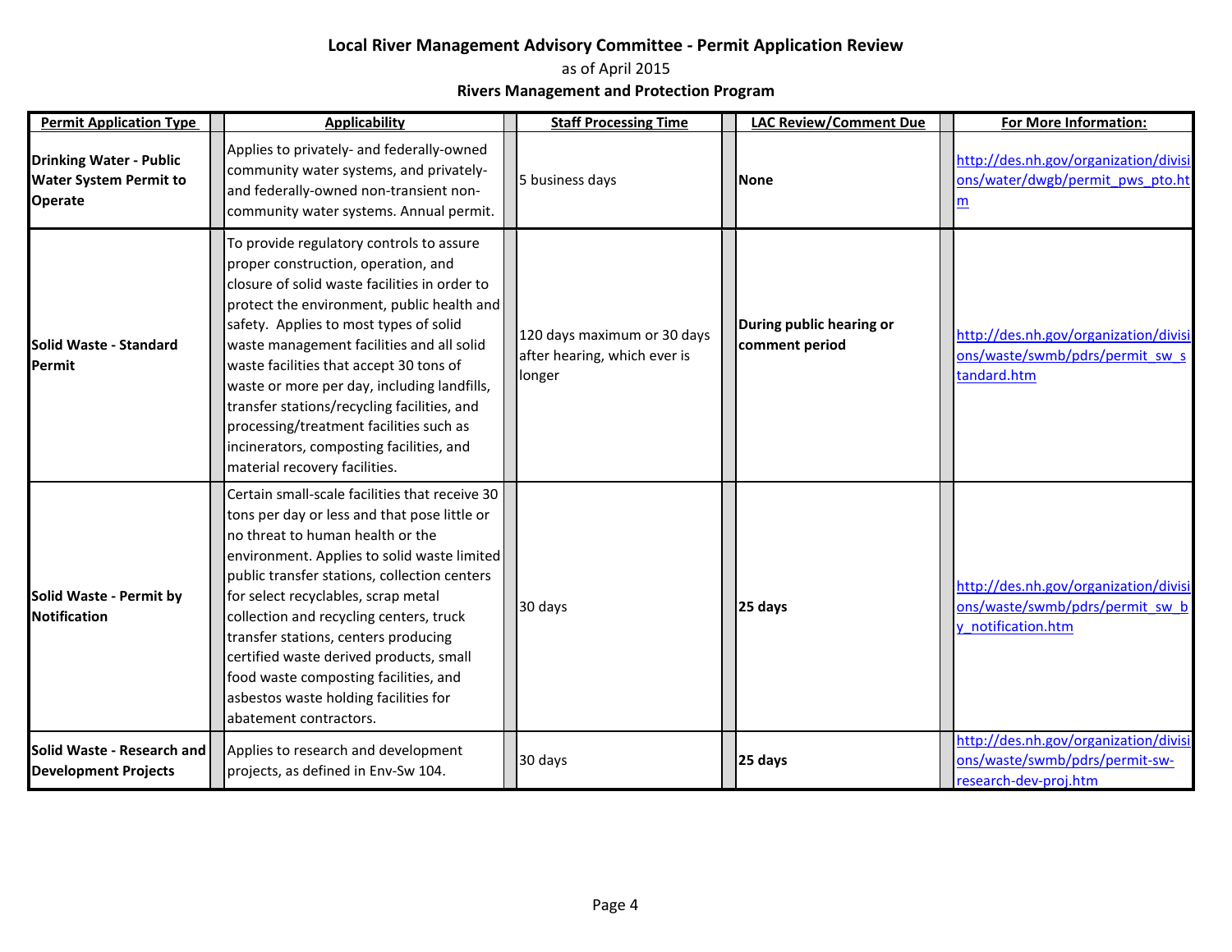**Local River Management Advisory Committee - Permit Application Review**

as of April 2015

**Rivers Management and Protection Program**

| Permit Application Type | Applicability | Staff Processing Time | LAC Review/Comment Due | For More Information: |
|---|---|---|---|---|
| **Drinking Water - Public Water System Permit to Operate** | Applies to privately- and federally-owned community water systems, and privately- and federally-owned non-transient non-community water systems. Annual permit. | 5 business days | **None** | http://des.nh.gov/organization/divisions/water/dwgb/permit_pws_pto.htm |
| **Solid Waste - Standard Permit** | To provide regulatory controls to assure proper construction, operation, and closure of solid waste facilities in order to protect the environment, public health and safety. Applies to most types of solid waste management facilities and all solid waste facilities that accept 30 tons of waste or more per day, including landfills, transfer stations/recycling facilities, and processing/treatment facilities such as incinerators, composting facilities, and material recovery facilities. | 120 days maximum or 30 days after hearing, which ever is longer | **During public hearing or comment period** | http://des.nh.gov/organization/divisions/waste/swmb/pdrs/permit_sw_standard.htm |
| **Solid Waste - Permit by Notification** | Certain small-scale facilities that receive 30 tons per day or less and that pose little or no threat to human health or the environment. Applies to solid waste limited public transfer stations, collection centers for select recyclables, scrap metal collection and recycling centers, truck transfer stations, centers producing certified waste derived products, small food waste composting facilities, and asbestos waste holding facilities for abatement contractors. | 30 days | **25 days** | http://des.nh.gov/organization/divisions/waste/swmb/pdrs/permit_sw_by_notification.htm |
| **Solid Waste - Research and Development Projects** | Applies to research and development projects, as defined in Env-Sw 104. | 30 days | **25 days** | http://des.nh.gov/organization/divisions/waste/swmb/pdrs/permit-sw-research-dev-proj.htm |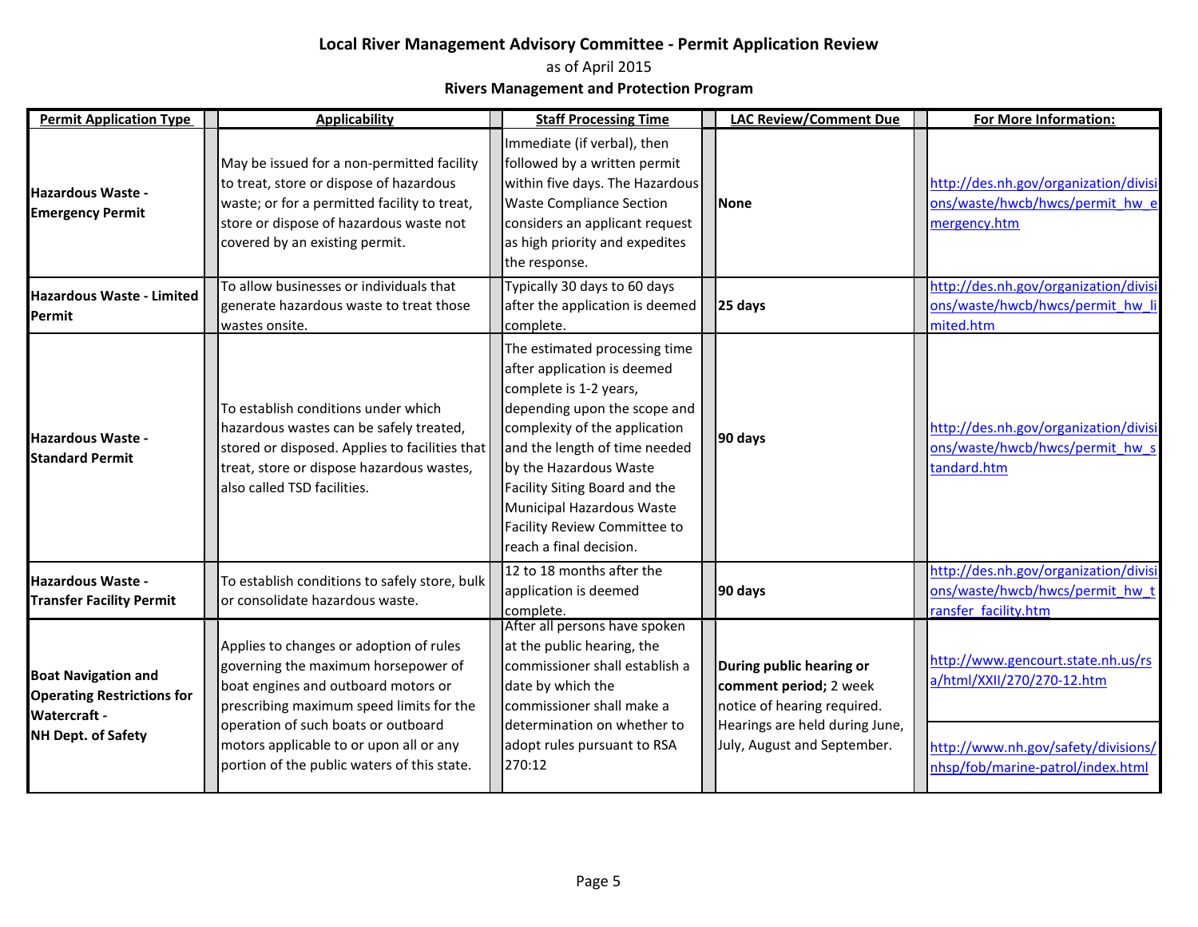**Local River Management Advisory Committee - Permit Application Review**

as of April 2015

**Rivers Management and Protection Program**

| Permit Application Type | Applicability | Staff Processing Time | LAC Review/Comment Due | For More Information: |
| --- | --- | --- | --- | --- |
| **Hazardous Waste - Emergency Permit** | May be issued for a non-permitted facility to treat, store or dispose of hazardous waste; or for a permitted facility to treat, store or dispose of hazardous waste not covered by an existing permit. | Immediate (if verbal), then followed by a written permit within five days. The Hazardous Waste Compliance Section considers an applicant request as high priority and expedites the response. | **None** | http://des.nh.gov/organization/divisions/waste/hwcb/hwcs/permit_hw_emergency.htm |
| **Hazardous Waste - Limited Permit** | To allow businesses or individuals that generate hazardous waste to treat those wastes onsite. | Typically 30 days to 60 days after the application is deemed complete. | **25 days** | http://des.nh.gov/organization/divisions/waste/hwcb/hwcs/permit_hw_limited.htm |
| **Hazardous Waste - Standard Permit** | To establish conditions under which hazardous wastes can be safely treated, stored or disposed. Applies to facilities that treat, store or dispose hazardous wastes, also called TSD facilities. | The estimated processing time after application is deemed complete is 1-2 years, depending upon the scope and complexity of the application and the length of time needed by the Hazardous Waste Facility Siting Board and the Municipal Hazardous Waste Facility Review Committee to reach a final decision. | **90 days** | http://des.nh.gov/organization/divisions/waste/hwcb/hwcs/permit_hw_standard.htm |
| **Hazardous Waste - Transfer Facility Permit** | To establish conditions to safely store, bulk or consolidate hazardous waste. | 12 to 18 months after the application is deemed complete. | **90 days** | http://des.nh.gov/organization/divisions/waste/hwcb/hwcs/permit_hw_transfer_facility.htm |
| **Boat Navigation and Operating Restrictions for Watercraft - NH Dept. of Safety** | Applies to changes or adoption of rules governing the maximum horsepower of boat engines and outboard motors or prescribing maximum speed limits for the operation of such boats or outboard motors applicable to or upon all or any portion of the public waters of this state. | After all persons have spoken at the public hearing, the commissioner shall establish a date by which the commissioner shall make a determination on whether to adopt rules pursuant to RSA 270:12 | **During public hearing or comment period;** 2 week notice of hearing required. Hearings are held during June, July, August and September. | http://www.gencourt.state.nh.us/rsa/html/XXII/270/270-12.htm<br><br>http://www.nh.gov/safety/divisions/nhsp/fob/marine-patrol/index.html |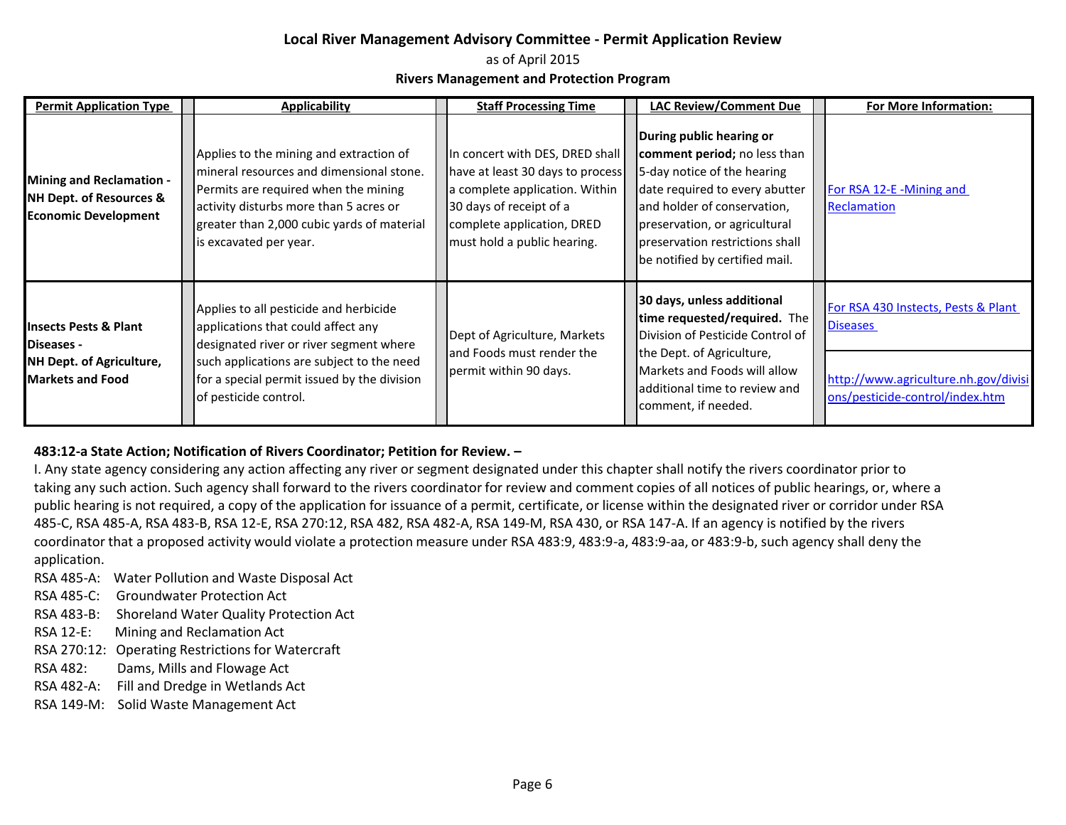**Local River Management Advisory Committee - Permit Application Review**

as of April 2015

**Rivers Management and Protection Program**

| Permit Application Type | Applicability | Staff Processing Time | LAC Review/Comment Due | For More Information: |
| --- | --- | --- | --- | --- |
| **Mining and Reclamation - NH Dept. of Resources & Economic Development** | Applies to the mining and extraction of mineral resources and dimensional stone. Permits are required when the mining activity disturbs more than 5 acres or greater than 2,000 cubic yards of material is excavated per year. | In concert with DES, DRED shall have at least 30 days to process a complete application. Within 30 days of receipt of a complete application, DRED must hold a public hearing. | **During public hearing or comment period;** no less than 5-day notice of the hearing date required to every abutter and holder of conservation, preservation, or agricultural preservation restrictions shall be notified by certified mail. | For RSA 12-E -Mining and Reclamation |
| **Insects Pests & Plant Diseases - NH Dept. of Agriculture, Markets and Food** | Applies to all pesticide and herbicide applications that could affect any designated river or river segment where such applications are subject to the need for a special permit issued by the division of pesticide control. | Dept of Agriculture, Markets and Foods must render the permit within 90 days. | **30 days, unless additional time requested/required.** The Division of Pesticide Control of the Dept. of Agriculture, Markets and Foods will allow additional time to review and comment, if needed. | For RSA 430 Instects, Pests & Plant Diseases<br><br>http://www.agriculture.nh.gov/divisions/pesticide-control/index.htm |

**483:12-a State Action; Notification of Rivers Coordinator; Petition for Review. –**

I. Any state agency considering any action affecting any river or segment designated under this chapter shall notify the rivers coordinator prior to taking any such action. Such agency shall forward to the rivers coordinator for review and comment copies of all notices of public hearings, or, where a public hearing is not required, a copy of the application for issuance of a permit, certificate, or license within the designated river or corridor under RSA 485-C, RSA 485-A, RSA 483-B, RSA 12-E, RSA 270:12, RSA 482, RSA 482-A, RSA 149-M, RSA 430, or RSA 147-A. If an agency is notified by the rivers coordinator that a proposed activity would violate a protection measure under RSA 483:9, 483:9-a, 483:9-aa, or 483:9-b, such agency shall deny the application.

RSA 485-A: Water Pollution and Waste Disposal Act
RSA 485-C: Groundwater Protection Act
RSA 483-B: Shoreland Water Quality Protection Act
RSA 12-E: Mining and Reclamation Act
RSA 270:12: Operating Restrictions for Watercraft
RSA 482: Dams, Mills and Flowage Act
RSA 482-A: Fill and Dredge in Wetlands Act
RSA 149-M: Solid Waste Management Act